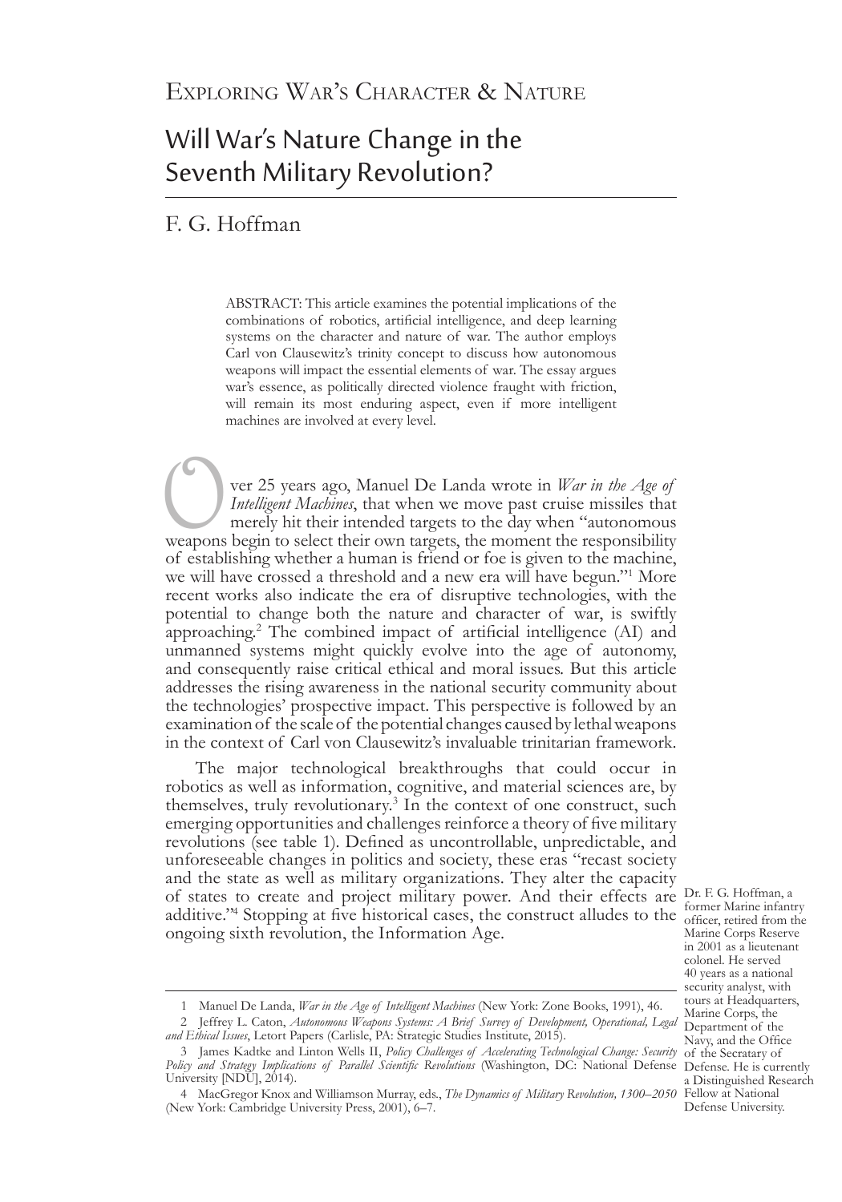Exploring War's Character & Nature

# Will War's Nature Change in the Seventh Military Revolution?

F. G. Hoffman

ABSTRACT: This article examines the potential implications of the combinations of robotics, artificial intelligence, and deep learning systems on the character and nature of war. The author employs Carl von Clausewitz's trinity concept to discuss how autonomous weapons will impact the essential elements of war. The essay argues war's essence, as politically directed violence fraught with friction, will remain its most enduring aspect, even if more intelligent machines are involved at every level.

Over 25 years ago, Manuel De Landa wrote in *War in the Age of Intelligent Machines*, that when we move past cruise missiles that merely hit their intended targets to the day when "autonomous weapons begin to select their own targets, the moment the responsibility of establishing whether a human is friend or foe is given to the machine, we will have crossed a threshold and a new era will have begun."[1] More recent works also indicate the era of disruptive technologies, with the potential to change both the nature and character of war, is swiftly approaching.[2] The combined impact of artificial intelligence (AI) and unmanned systems might quickly evolve into the age of autonomy, and consequently raise critical ethical and moral issues. But this article addresses the rising awareness in the national security community about the technologies' prospective impact. This perspective is followed by an examination of the scale of the potential changes caused by lethal weapons in the context of Carl von Clausewitz's invaluable trinitarian framework.

The major technological breakthroughs that could occur in robotics as well as information, cognitive, and material sciences are, by themselves, truly revolutionary.[3] In the context of one construct, such emerging opportunities and challenges reinforce a theory of five military revolutions (see table 1). Defined as uncontrollable, unpredictable, and unforeseeable changes in politics and society, these eras "recast society and the state as well as military organizations. They alter the capacity of states to create and project military power. And their effects are additive."[4] Stopping at five historical cases, the construct alludes to the ongoing sixth revolution, the Information Age.

Dr. F. G. Hoffman, a former Marine infantry officer, retired from the Marine Corps Reserve in 2001 as a lieutenant colonel. He served 40 years as a national security analyst, with tours at Headquarters, Marine Corps, the Department of the Navy, and the Office of the Secratary of Defense. He is currently a Distinguished Research Fellow at National Defense University.

1 Manuel De Landa, *War in the Age of Intelligent Machines* (New York: Zone Books, 1991), 46.

2 Jeffrey L. Caton, *Autonomous Weapons Systems: A Brief Survey of Development, Operational, Legal and Ethical Issues*, Letort Papers (Carlisle, PA: Strategic Studies Institute, 2015).

3 James Kadtke and Linton Wells II, *Policy Challenges of Accelerating Technological Change: Security Policy and Strategy Implications of Parallel Scientific Revolutions* (Washington, DC: National Defense University [NDU], 2014).

4 MacGregor Knox and Williamson Murray, eds., *The Dynamics of Military Revolution, 1300–2050* (New York: Cambridge University Press, 2001), 6–7.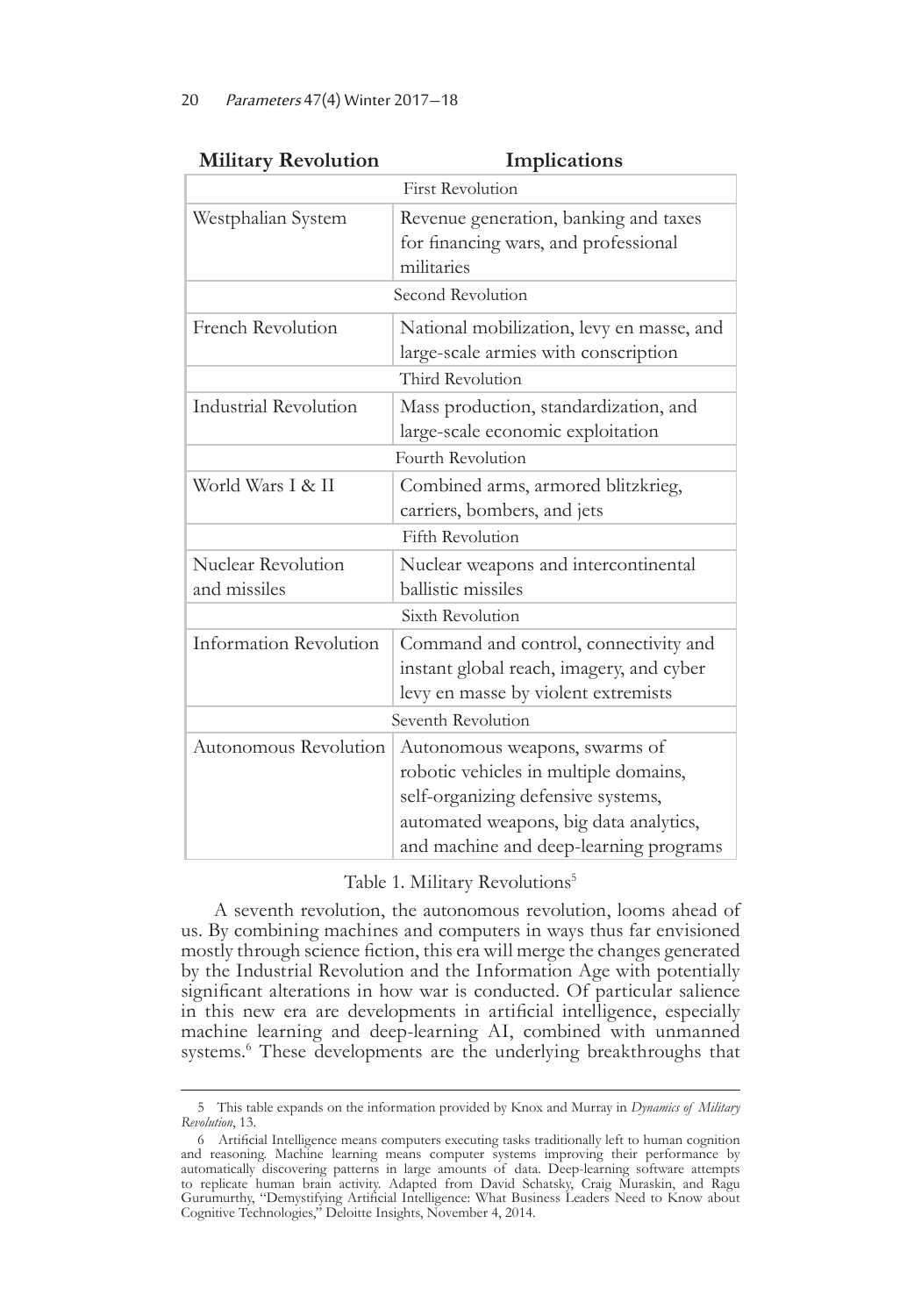| Military Revolution | Implications |
|---|---|
| First Revolution | |
| Westphalian System | Revenue generation, banking and taxes for financing wars, and professional militaries |
| Second Revolution | |
| French Revolution | National mobilization, levy en masse, and large-scale armies with conscription |
| Third Revolution | |
| Industrial Revolution | Mass production, standardization, and large-scale economic exploitation |
| Fourth Revolution | |
| World Wars I & II | Combined arms, armored blitzkrieg, carriers, bombers, and jets |
| Fifth Revolution | |
| Nuclear Revolution and missiles | Nuclear weapons and intercontinental ballistic missiles |
| Sixth Revolution | |
| Information Revolution | Command and control, connectivity and instant global reach, imagery, and cyber levy en masse by violent extremists |
| Seventh Revolution | |
| Autonomous Revolution | Autonomous weapons, swarms of robotic vehicles in multiple domains, self-organizing defensive systems, automated weapons, big data analytics, and machine and deep-learning programs |

Table 1. Military Revolutions[5]

A seventh revolution, the autonomous revolution, looms ahead of us. By combining machines and computers in ways thus far envisioned mostly through science fiction, this era will merge the changes generated by the Industrial Revolution and the Information Age with potentially significant alterations in how war is conducted. Of particular salience in this new era are developments in artificial intelligence, especially machine learning and deep-learning AI, combined with unmanned systems.[6] These developments are the underlying breakthroughs that

---

5 This table expands on the information provided by Knox and Murray in *Dynamics of Military Revolution*, 13.

6 Artificial Intelligence means computers executing tasks traditionally left to human cognition and reasoning. Machine learning means computer systems improving their performance by automatically discovering patterns in large amounts of data. Deep-learning software attempts to replicate human brain activity. Adapted from David Schatsky, Craig Muraskin, and Ragu Gurumurthy, "Demystifying Artificial Intelligence: What Business Leaders Need to Know about Cognitive Technologies," Deloitte Insights, November 4, 2014.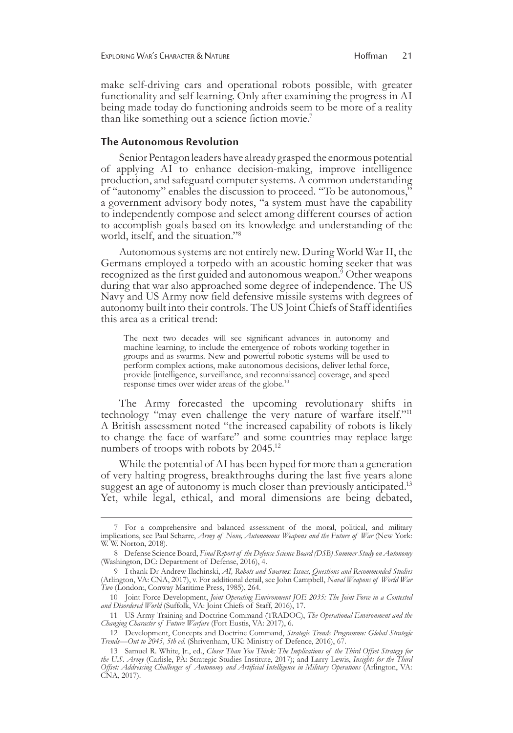make self-driving cars and operational robots possible, with greater functionality and self-learning. Only after examining the progress in AI being made today do functioning androids seem to be more of a reality than like something out a science fiction movie.[7]

## The Autonomous Revolution

Senior Pentagon leaders have already grasped the enormous potential of applying AI to enhance decision-making, improve intelligence production, and safeguard computer systems. A common understanding of "autonomy" enables the discussion to proceed. "To be autonomous," a government advisory body notes, "a system must have the capability to independently compose and select among different courses of action to accomplish goals based on its knowledge and understanding of the world, itself, and the situation."[8]

Autonomous systems are not entirely new. During World War II, the Germans employed a torpedo with an acoustic homing seeker that was recognized as the first guided and autonomous weapon.[9] Other weapons during that war also approached some degree of independence. The US Navy and US Army now field defensive missile systems with degrees of autonomy built into their controls. The US Joint Chiefs of Staff identifies this area as a critical trend:

> The next two decades will see significant advances in autonomy and machine learning, to include the emergence of robots working together in groups and as swarms. New and powerful robotic systems will be used to perform complex actions, make autonomous decisions, deliver lethal force, provide [intelligence, surveillance, and reconnaissance] coverage, and speed response times over wider areas of the globe.[10]

The Army forecasted the upcoming revolutionary shifts in technology "may even challenge the very nature of warfare itself."[11] A British assessment noted "the increased capability of robots is likely to change the face of warfare" and some countries may replace large numbers of troops with robots by 2045.[12]

While the potential of AI has been hyped for more than a generation of very halting progress, breakthroughs during the last five years alone suggest an age of autonomy is much closer than previously anticipated.[13] Yet, while legal, ethical, and moral dimensions are being debated,

---

7 For a comprehensive and balanced assessment of the moral, political, and military implications, see Paul Scharre, *Army of None, Autonomous Weapons and the Future of War* (New York: W. W. Norton, 2018).

8 Defense Science Board, *Final Report of the Defense Science Board (DSB) Summer Study on Autonomy* (Washington, DC: Department of Defense, 2016), 4.

9 I thank Dr Andrew Ilachinski, *AI, Robots and Swarms: Issues, Questions and Recommended Studies* (Arlington, VA: CNA, 2017), v. For additional detail, see John Campbell, *Naval Weapons of World War Two* (London:, Conway Maritime Press, 1985), 264.

10 Joint Force Development, *Joint Operating Environment JOE 2035: The Joint Force in a Contested and Disordered World* (Suffolk, VA: Joint Chiefs of Staff, 2016), 17.

11 US Army Training and Doctrine Command (TRADOC), *The Operational Environment and the Changing Character of Future Warfare* (Fort Eustis, VA: 2017), 6.

12 Development, Concepts and Doctrine Command, *Strategic Trends Programme: Global Strategic Trends—Out to 2045, 5th ed.* (Shrivenham, UK: Ministry of Defence, 2016), 67.

13 Samuel R. White, Jr., ed., *Closer Than You Think: The Implications of the Third Offset Strategy for the U.S. Army* (Carlisle, PA: Strategic Studies Institute, 2017); and Larry Lewis, *Insights for the Third Offset: Addressing Challenges of Autonomy and Artificial Intelligence in Military Operations* (Arlington, VA: CNA, 2017).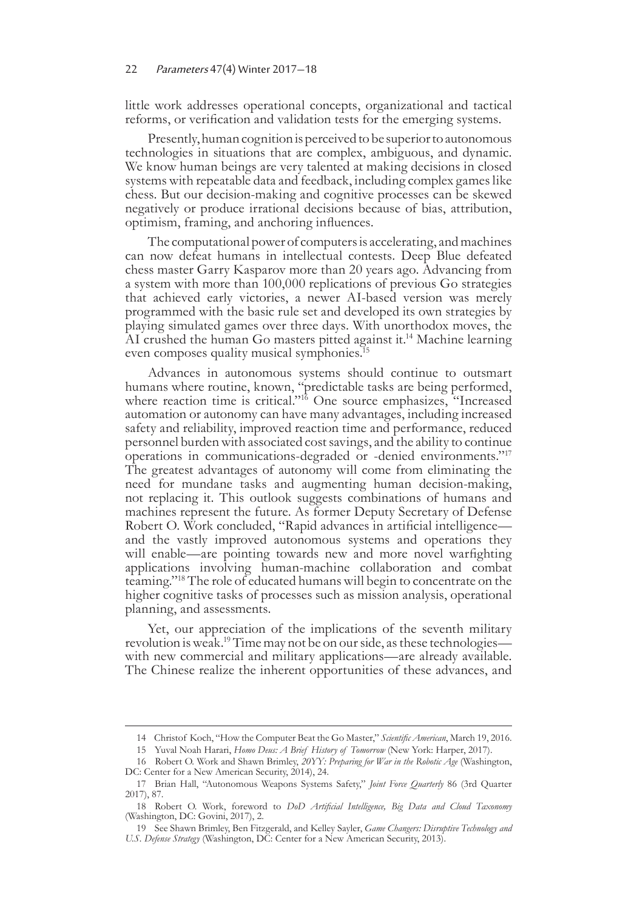little work addresses operational concepts, organizational and tactical reforms, or verification and validation tests for the emerging systems.

Presently, human cognition is perceived to be superior to autonomous technologies in situations that are complex, ambiguous, and dynamic. We know human beings are very talented at making decisions in closed systems with repeatable data and feedback, including complex games like chess. But our decision-making and cognitive processes can be skewed negatively or produce irrational decisions because of bias, attribution, optimism, framing, and anchoring influences.

The computational power of computers is accelerating, and machines can now defeat humans in intellectual contests. Deep Blue defeated chess master Garry Kasparov more than 20 years ago. Advancing from a system with more than 100,000 replications of previous Go strategies that achieved early victories, a newer AI-based version was merely programmed with the basic rule set and developed its own strategies by playing simulated games over three days. With unorthodox moves, the AI crushed the human Go masters pitted against it.[14] Machine learning even composes quality musical symphonies.[15]

Advances in autonomous systems should continue to outsmart humans where routine, known, "predictable tasks are being performed, where reaction time is critical."[16] One source emphasizes, "Increased automation or autonomy can have many advantages, including increased safety and reliability, improved reaction time and performance, reduced personnel burden with associated cost savings, and the ability to continue operations in communications-degraded or -denied environments."[17] The greatest advantages of autonomy will come from eliminating the need for mundane tasks and augmenting human decision-making, not replacing it. This outlook suggests combinations of humans and machines represent the future. As former Deputy Secretary of Defense Robert O. Work concluded, "Rapid advances in artificial intelligence—and the vastly improved autonomous systems and operations they will enable—are pointing towards new and more novel warfighting applications involving human-machine collaboration and combat teaming."[18] The role of educated humans will begin to concentrate on the higher cognitive tasks of processes such as mission analysis, operational planning, and assessments.

Yet, our appreciation of the implications of the seventh military revolution is weak.[19] Time may not be on our side, as these technologies—with new commercial and military applications—are already available. The Chinese realize the inherent opportunities of these advances, and

---

14 Christof Koch, "How the Computer Beat the Go Master," *Scientific American*, March 19, 2016.

15 Yuval Noah Harari, *Homo Deus: A Brief History of Tomorrow* (New York: Harper, 2017).

16 Robert O. Work and Shawn Brimley, *20YY: Preparing for War in the Robotic Age* (Washington, DC: Center for a New American Security, 2014), 24.

17 Brian Hall, "Autonomous Weapons Systems Safety," *Joint Force Quarterly* 86 (3rd Quarter 2017), 87.

18 Robert O. Work, foreword to *DoD Artificial Intelligence, Big Data and Cloud Taxonomy* (Washington, DC: Govini, 2017), 2.

19 See Shawn Brimley, Ben Fitzgerald, and Kelley Sayler, *Game Changers: Disruptive Technology and U.S. Defense Strategy* (Washington, DC: Center for a New American Security, 2013).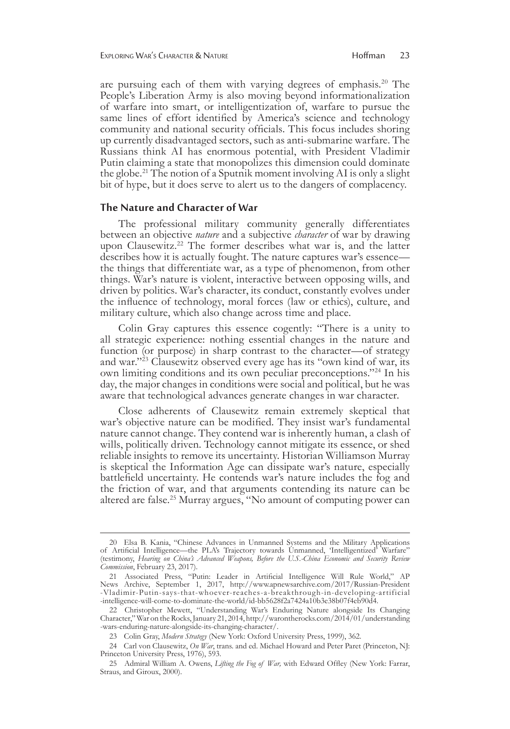are pursuing each of them with varying degrees of emphasis.[20] The People's Liberation Army is also moving beyond informationalization of warfare into smart, or intelligentization of, warfare to pursue the same lines of effort identified by America's science and technology community and national security officials. This focus includes shoring up currently disadvantaged sectors, such as anti-submarine warfare. The Russians think AI has enormous potential, with President Vladimir Putin claiming a state that monopolizes this dimension could dominate the globe.[21] The notion of a Sputnik moment involving AI is only a slight bit of hype, but it does serve to alert us to the dangers of complacency.

## The Nature and Character of War

The professional military community generally differentiates between an objective *nature* and a subjective *character* of war by drawing upon Clausewitz.[22] The former describes what war is, and the latter describes how it is actually fought. The nature captures war's essence—the things that differentiate war, as a type of phenomenon, from other things. War's nature is violent, interactive between opposing wills, and driven by politics. War's character, its conduct, constantly evolves under the influence of technology, moral forces (law or ethics), culture, and military culture, which also change across time and place.

Colin Gray captures this essence cogently: "There is a unity to all strategic experience: nothing essential changes in the nature and function (or purpose) in sharp contrast to the character—of strategy and war."[23] Clausewitz observed every age has its "own kind of war, its own limiting conditions and its own peculiar preconceptions."[24] In his day, the major changes in conditions were social and political, but he was aware that technological advances generate changes in war character.

Close adherents of Clausewitz remain extremely skeptical that war's objective nature can be modified. They insist war's fundamental nature cannot change. They contend war is inherently human, a clash of wills, politically driven. Technology cannot mitigate its essence, or shed reliable insights to remove its uncertainty. Historian Williamson Murray is skeptical the Information Age can dissipate war's nature, especially battlefield uncertainty. He contends war's nature includes the fog and the friction of war, and that arguments contending its nature can be altered are false.[25] Murray argues, "No amount of computing power can

---

20 Elsa B. Kania, "Chinese Advances in Unmanned Systems and the Military Applications of Artificial Intelligence—the PLA's Trajectory towards Unmanned, 'Intelligentized' Warfare" (testimony, *Hearing on China's Advanced Weapons, Before the U.S.-China Economic and Security Review Commission*, February 23, 2017).

21 Associated Press, "Putin: Leader in Artificial Intelligence Will Rule World," AP News Archive, September 1, 2017, http://www.apnewsarchive.com/2017/Russian-President-Vladimir-Putin-says-that-whoever-reaches-a-breakthrough-in-developing-artificial-intelligence-will-come-to-dominate-the-world/id-bb5628f2a7424a10b3e38b07f4eb90d4.

22 Christopher Mewett, "Understanding War's Enduring Nature alongside Its Changing Character," War on the Rocks, January 21, 2014, http://warontherocks.com/2014/01/understanding-wars-enduring-nature-alongside-its-changing-character/.

23 Colin Gray, *Modern Strategy* (New York: Oxford University Press, 1999), 362.

24 Carl von Clausewitz, *On War*, trans. and ed. Michael Howard and Peter Paret (Princeton, NJ: Princeton University Press, 1976), 593.

25 Admiral William A. Owens, *Lifting the Fog of War,* with Edward Offley (New York: Farrar, Straus, and Giroux, 2000).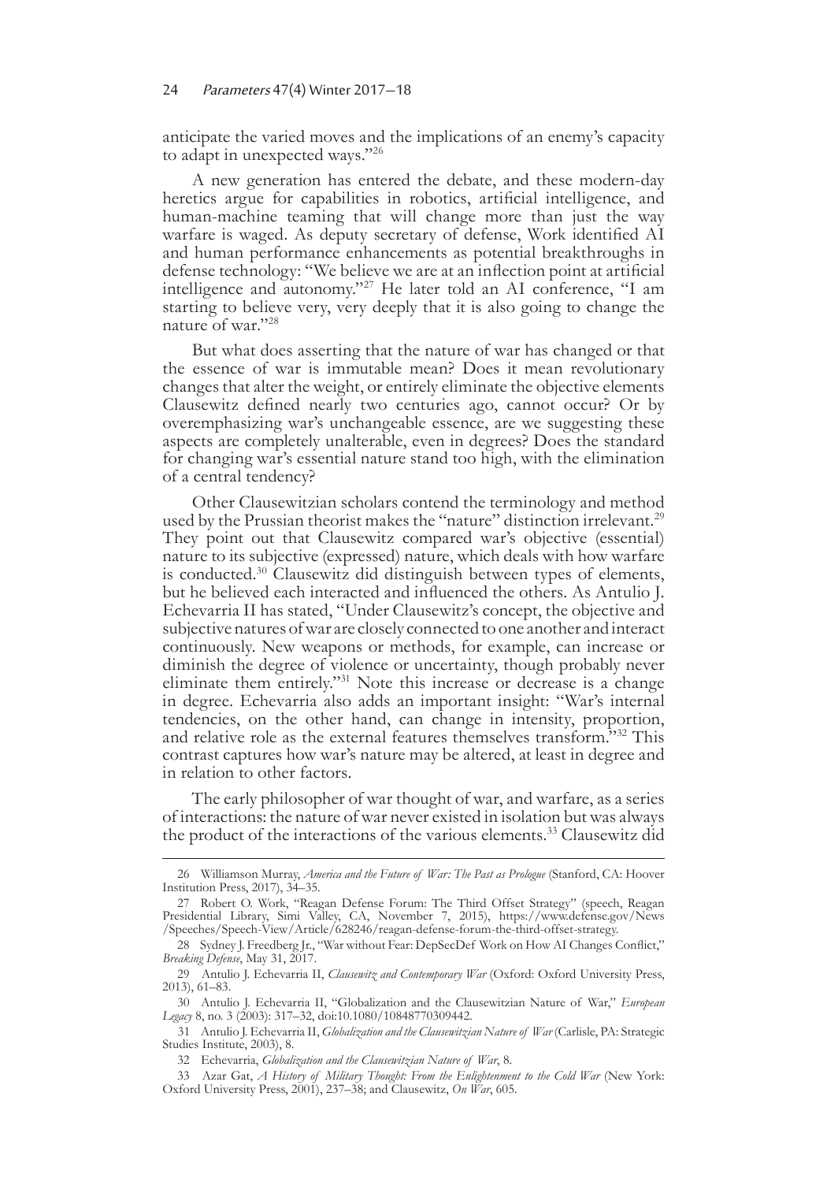anticipate the varied moves and the implications of an enemy's capacity to adapt in unexpected ways."[26]

A new generation has entered the debate, and these modern-day heretics argue for capabilities in robotics, artificial intelligence, and human-machine teaming that will change more than just the way warfare is waged. As deputy secretary of defense, Work identified AI and human performance enhancements as potential breakthroughs in defense technology: "We believe we are at an inflection point at artificial intelligence and autonomy."[27] He later told an AI conference, "I am starting to believe very, very deeply that it is also going to change the nature of war."[28]

But what does asserting that the nature of war has changed or that the essence of war is immutable mean? Does it mean revolutionary changes that alter the weight, or entirely eliminate the objective elements Clausewitz defined nearly two centuries ago, cannot occur? Or by overemphasizing war's unchangeable essence, are we suggesting these aspects are completely unalterable, even in degrees? Does the standard for changing war's essential nature stand too high, with the elimination of a central tendency?

Other Clausewitzian scholars contend the terminology and method used by the Prussian theorist makes the "nature" distinction irrelevant.[29] They point out that Clausewitz compared war's objective (essential) nature to its subjective (expressed) nature, which deals with how warfare is conducted.[30] Clausewitz did distinguish between types of elements, but he believed each interacted and influenced the others. As Antulio J. Echevarria II has stated, "Under Clausewitz's concept, the objective and subjective natures of war are closely connected to one another and interact continuously. New weapons or methods, for example, can increase or diminish the degree of violence or uncertainty, though probably never eliminate them entirely."[31] Note this increase or decrease is a change in degree. Echevarria also adds an important insight: "War's internal tendencies, on the other hand, can change in intensity, proportion, and relative role as the external features themselves transform."[32] This contrast captures how war's nature may be altered, at least in degree and in relation to other factors.

The early philosopher of war thought of war, and warfare, as a series of interactions: the nature of war never existed in isolation but was always the product of the interactions of the various elements.[33] Clausewitz did

---

26 Williamson Murray, *America and the Future of War: The Past as Prologue* (Stanford, CA: Hoover Institution Press, 2017), 34–35.

27 Robert O. Work, "Reagan Defense Forum: The Third Offset Strategy" (speech, Reagan Presidential Library, Simi Valley, CA, November 7, 2015), https://www.defense.gov/News/Speeches/Speech-View/Article/628246/reagan-defense-forum-the-third-offset-strategy.

28 Sydney J. Freedberg Jr., "War without Fear: DepSecDef Work on How AI Changes Conflict," *Breaking Defense*, May 31, 2017.

29 Antulio J. Echevarria II, *Clausewitz and Contemporary War* (Oxford: Oxford University Press, 2013), 61–83.

30 Antulio J. Echevarria II, "Globalization and the Clausewitzian Nature of War," *European Legacy* 8, no. 3 (2003): 317–32, doi:10.1080/10848770309442.

31 Antulio J. Echevarria II, *Globalization and the Clausewitzian Nature of War* (Carlisle, PA: Strategic Studies Institute, 2003), 8.

32 Echevarria, *Globalization and the Clausewitzian Nature of War*, 8.

33 Azar Gat, *A History of Military Thought: From the Enlightenment to the Cold War* (New York: Oxford University Press, 2001), 237–38; and Clausewitz, *On War*, 605.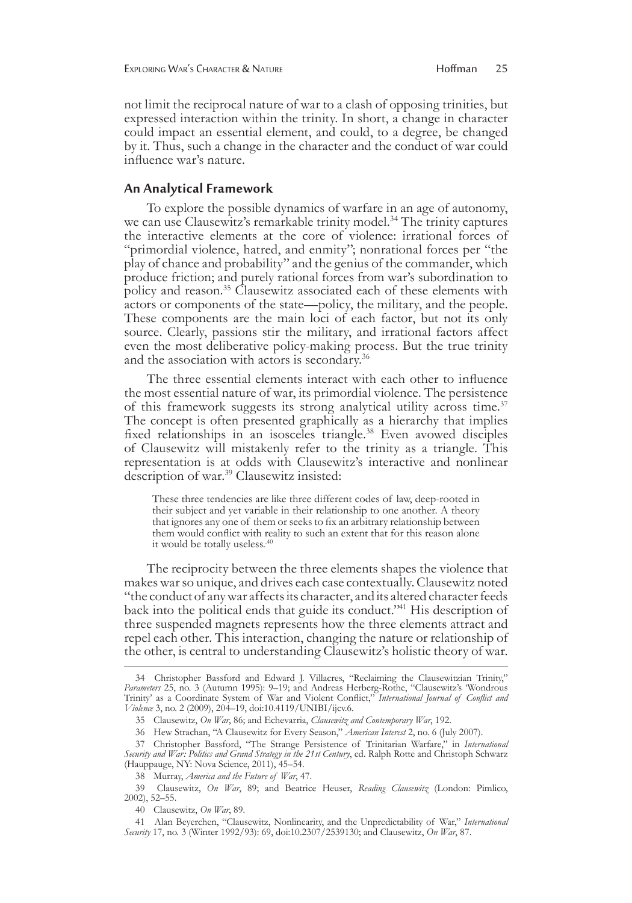not limit the reciprocal nature of war to a clash of opposing trinities, but expressed interaction within the trinity. In short, a change in character could impact an essential element, and could, to a degree, be changed by it. Thus, such a change in the character and the conduct of war could influence war's nature.

## An Analytical Framework

To explore the possible dynamics of warfare in an age of autonomy, we can use Clausewitz's remarkable trinity model.[34] The trinity captures the interactive elements at the core of violence: irrational forces of "primordial violence, hatred, and enmity"; nonrational forces per "the play of chance and probability" and the genius of the commander, which produce friction; and purely rational forces from war's subordination to policy and reason.[35] Clausewitz associated each of these elements with actors or components of the state—policy, the military, and the people. These components are the main loci of each factor, but not its only source. Clearly, passions stir the military, and irrational factors affect even the most deliberative policy-making process. But the true trinity and the association with actors is secondary.[36]

The three essential elements interact with each other to influence the most essential nature of war, its primordial violence. The persistence of this framework suggests its strong analytical utility across time.[37] The concept is often presented graphically as a hierarchy that implies fixed relationships in an isosceles triangle.[38] Even avowed disciples of Clausewitz will mistakenly refer to the trinity as a triangle. This representation is at odds with Clausewitz's interactive and nonlinear description of war.[39] Clausewitz insisted:

> These three tendencies are like three different codes of law, deep-rooted in their subject and yet variable in their relationship to one another. A theory that ignores any one of them or seeks to fix an arbitrary relationship between them would conflict with reality to such an extent that for this reason alone it would be totally useless.[40]

The reciprocity between the three elements shapes the violence that makes war so unique, and drives each case contextually. Clausewitz noted "the conduct of any war affects its character, and its altered character feeds back into the political ends that guide its conduct."[41] His description of three suspended magnets represents how the three elements attract and repel each other. This interaction, changing the nature or relationship of the other, is central to understanding Clausewitz's holistic theory of war.

---

34 Christopher Bassford and Edward J. Villacres, "Reclaiming the Clausewitzian Trinity," *Parameters* 25, no. 3 (Autumn 1995): 9–19; and Andreas Herberg-Rothe, "Clausewitz's 'Wondrous Trinity' as a Coordinate System of War and Violent Conflict," *International Journal of Conflict and Violence* 3, no. 2 (2009), 204–19, doi:10.4119/UNIBI/ijcv.6.

35 Clausewitz, *On War*, 86; and Echevarria, *Clausewitz and Contemporary War*, 192.

36 Hew Strachan, "A Clausewitz for Every Season," *American Interest* 2, no. 6 (July 2007).

37 Christopher Bassford, "The Strange Persistence of Trinitarian Warfare," in *International Security and War: Politics and Grand Strategy in the 21st Century*, ed. Ralph Rotte and Christoph Schwarz (Hauppauge, NY: Nova Science, 2011), 45–54.

38 Murray, *America and the Future of War*, 47.

39 Clausewitz, *On War*, 89; and Beatrice Heuser, *Reading Clausewitz* (London: Pimlico, 2002), 52–55.

40 Clausewitz, *On War*, 89.

41 Alan Beyerchen, "Clausewitz, Nonlinearity, and the Unpredictability of War," *International Security* 17, no. 3 (Winter 1992/93): 69, doi:10.2307/2539130; and Clausewitz, *On War*, 87.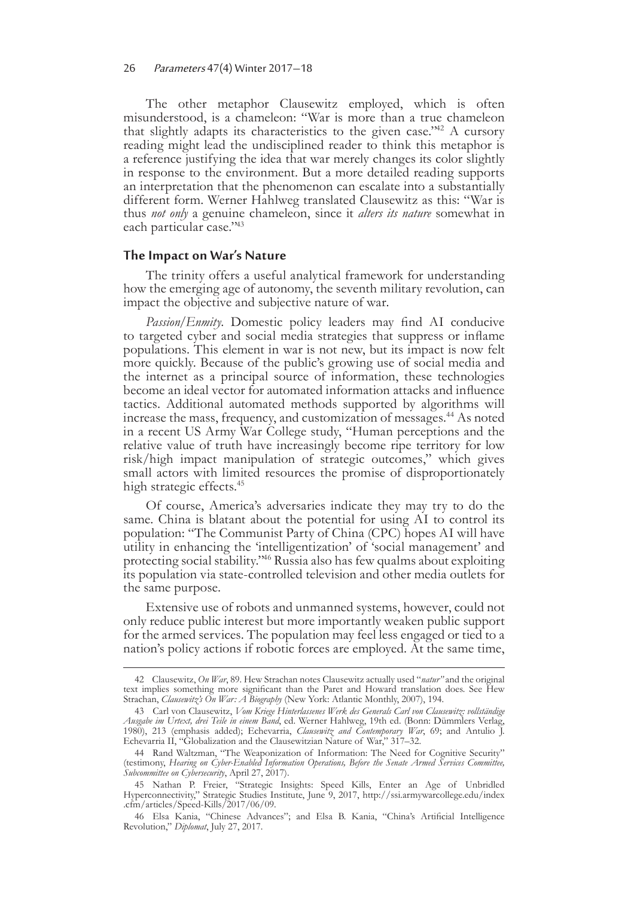The other metaphor Clausewitz employed, which is often misunderstood, is a chameleon: "War is more than a true chameleon that slightly adapts its characteristics to the given case."[42] A cursory reading might lead the undisciplined reader to think this metaphor is a reference justifying the idea that war merely changes its color slightly in response to the environment. But a more detailed reading supports an interpretation that the phenomenon can escalate into a substantially different form. Werner Hahlweg translated Clausewitz as this: "War is thus *not only* a genuine chameleon, since it *alters its nature* somewhat in each particular case."[43]

## The Impact on War's Nature

The trinity offers a useful analytical framework for understanding how the emerging age of autonomy, the seventh military revolution, can impact the objective and subjective nature of war.

*Passion/Enmity*. Domestic policy leaders may find AI conducive to targeted cyber and social media strategies that suppress or inflame populations. This element in war is not new, but its impact is now felt more quickly. Because of the public's growing use of social media and the internet as a principal source of information, these technologies become an ideal vector for automated information attacks and influence tactics. Additional automated methods supported by algorithms will increase the mass, frequency, and customization of messages.[44] As noted in a recent US Army War College study, "Human perceptions and the relative value of truth have increasingly become ripe territory for low risk/high impact manipulation of strategic outcomes," which gives small actors with limited resources the promise of disproportionately high strategic effects.[45]

Of course, America's adversaries indicate they may try to do the same. China is blatant about the potential for using AI to control its population: "The Communist Party of China (CPC) hopes AI will have utility in enhancing the 'intelligentization' of 'social management' and protecting social stability."[46] Russia also has few qualms about exploiting its population via state-controlled television and other media outlets for the same purpose.

Extensive use of robots and unmanned systems, however, could not only reduce public interest but more importantly weaken public support for the armed services. The population may feel less engaged or tied to a nation's policy actions if robotic forces are employed. At the same time,

---

42 Clausewitz, *On War*, 89. Hew Strachan notes Clausewitz actually used "*natur*" and the original text implies something more significant than the Paret and Howard translation does. See Hew Strachan, *Clausewitz's On War: A Biography* (New York: Atlantic Monthly, 2007), 194.

43 Carl von Clausewitz, *Vom Kriege Hinterlassenes Werk des Generals Carl von Clausewitz: vollständige Ausgabe im Urtext, drei Teile in einem Band*, ed. Werner Hahlweg, 19th ed. (Bonn: Dümmlers Verlag, 1980), 213 (emphasis added); Echevarria, *Clausewitz and Contemporary War*, 69; and Antulio J. Echevarria II, "Globalization and the Clausewitzian Nature of War," 317–32.

44 Rand Waltzman, "The Weaponization of Information: The Need for Cognitive Security" (testimony, *Hearing on Cyber-Enabled Information Operations, Before the Senate Armed Services Committee, Subcommittee on Cybersecurity*, April 27, 2017).

45 Nathan P. Freier, "Strategic Insights: Speed Kills, Enter an Age of Unbridled Hyperconnectivity," Strategic Studies Institute, June 9, 2017, http://ssi.armywarcollege.edu/index.cfm/articles/Speed-Kills/2017/06/09.

46 Elsa Kania, "Chinese Advances"; and Elsa B. Kania, "China's Artificial Intelligence Revolution," *Diplomat*, July 27, 2017.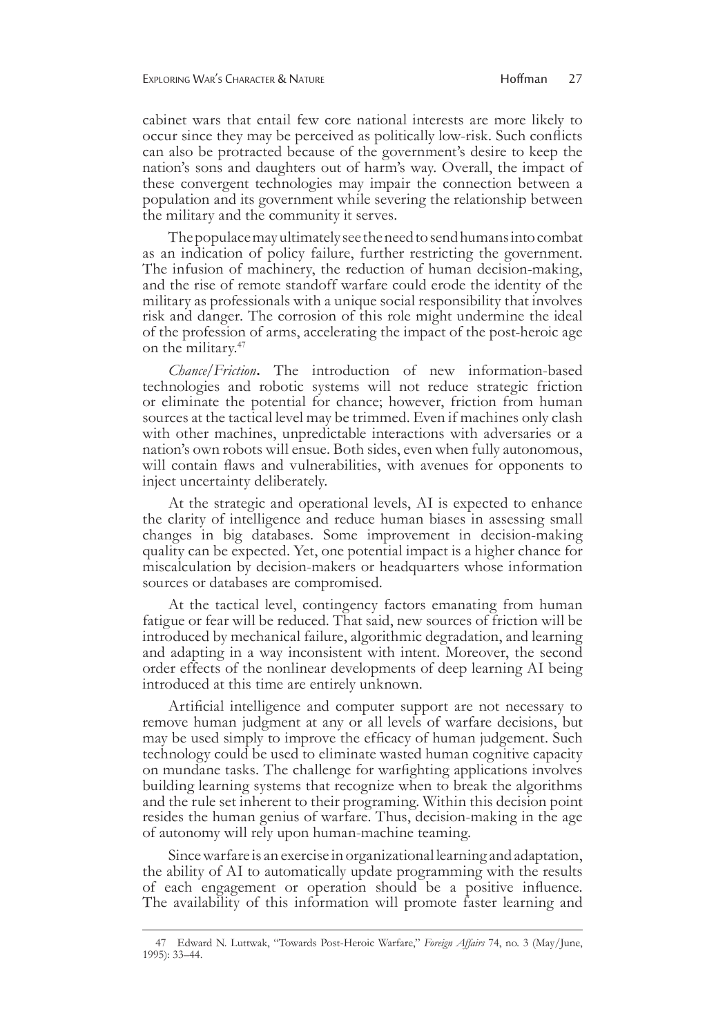cabinet wars that entail few core national interests are more likely to occur since they may be perceived as politically low-risk. Such conflicts can also be protracted because of the government's desire to keep the nation's sons and daughters out of harm's way. Overall, the impact of these convergent technologies may impair the connection between a population and its government while severing the relationship between the military and the community it serves.

The populace may ultimately see the need to send humans into combat as an indication of policy failure, further restricting the government. The infusion of machinery, the reduction of human decision-making, and the rise of remote standoff warfare could erode the identity of the military as professionals with a unique social responsibility that involves risk and danger. The corrosion of this role might undermine the ideal of the profession of arms, accelerating the impact of the post-heroic age on the military.[47]

*Chance/Friction***.** The introduction of new information-based technologies and robotic systems will not reduce strategic friction or eliminate the potential for chance; however, friction from human sources at the tactical level may be trimmed. Even if machines only clash with other machines, unpredictable interactions with adversaries or a nation's own robots will ensue. Both sides, even when fully autonomous, will contain flaws and vulnerabilities, with avenues for opponents to inject uncertainty deliberately.

At the strategic and operational levels, AI is expected to enhance the clarity of intelligence and reduce human biases in assessing small changes in big databases. Some improvement in decision-making quality can be expected. Yet, one potential impact is a higher chance for miscalculation by decision-makers or headquarters whose information sources or databases are compromised.

At the tactical level, contingency factors emanating from human fatigue or fear will be reduced. That said, new sources of friction will be introduced by mechanical failure, algorithmic degradation, and learning and adapting in a way inconsistent with intent. Moreover, the second order effects of the nonlinear developments of deep learning AI being introduced at this time are entirely unknown.

Artificial intelligence and computer support are not necessary to remove human judgment at any or all levels of warfare decisions, but may be used simply to improve the efficacy of human judgement. Such technology could be used to eliminate wasted human cognitive capacity on mundane tasks. The challenge for warfighting applications involves building learning systems that recognize when to break the algorithms and the rule set inherent to their programing. Within this decision point resides the human genius of warfare. Thus, decision-making in the age of autonomy will rely upon human-machine teaming.

Since warfare is an exercise in organizational learning and adaptation, the ability of AI to automatically update programming with the results of each engagement or operation should be a positive influence. The availability of this information will promote faster learning and

---

47 Edward N. Luttwak, "Towards Post-Heroic Warfare," *Foreign Affairs* 74, no. 3 (May/June, 1995): 33–44.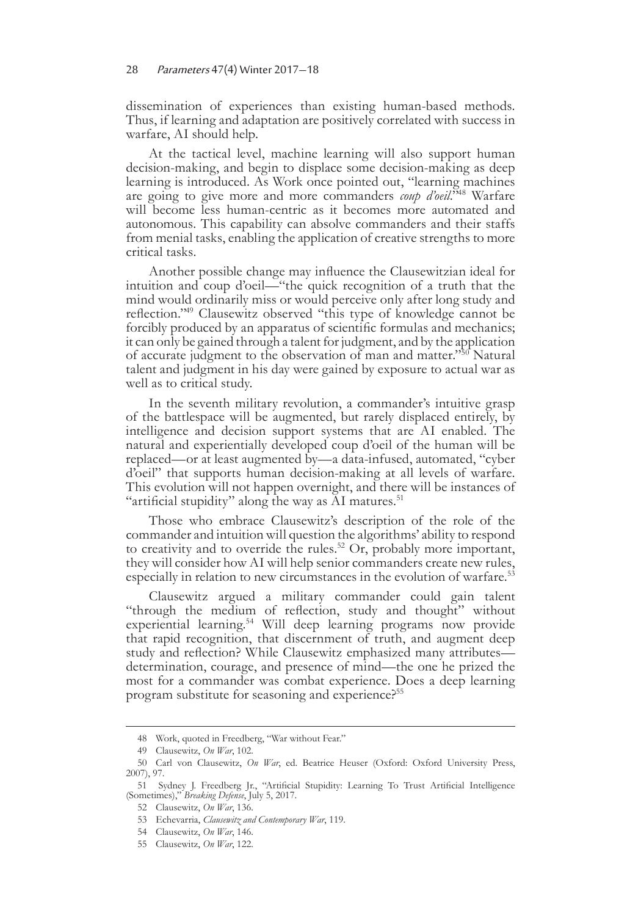dissemination of experiences than existing human-based methods. Thus, if learning and adaptation are positively correlated with success in warfare, AI should help.

At the tactical level, machine learning will also support human decision-making, and begin to displace some decision-making as deep learning is introduced. As Work once pointed out, "learning machines are going to give more and more commanders *coup d'oeil*."[48] Warfare will become less human-centric as it becomes more automated and autonomous. This capability can absolve commanders and their staffs from menial tasks, enabling the application of creative strengths to more critical tasks.

Another possible change may influence the Clausewitzian ideal for intuition and coup d'oeil—"the quick recognition of a truth that the mind would ordinarily miss or would perceive only after long study and reflection."[49] Clausewitz observed "this type of knowledge cannot be forcibly produced by an apparatus of scientific formulas and mechanics; it can only be gained through a talent for judgment, and by the application of accurate judgment to the observation of man and matter."[50] Natural talent and judgment in his day were gained by exposure to actual war as well as to critical study.

In the seventh military revolution, a commander's intuitive grasp of the battlespace will be augmented, but rarely displaced entirely, by intelligence and decision support systems that are AI enabled. The natural and experientially developed coup d'oeil of the human will be replaced—or at least augmented by—a data-infused, automated, "cyber d'oeil" that supports human decision-making at all levels of warfare. This evolution will not happen overnight, and there will be instances of "artificial stupidity" along the way as AI matures.[51]

Those who embrace Clausewitz's description of the role of the commander and intuition will question the algorithms' ability to respond to creativity and to override the rules.[52] Or, probably more important, they will consider how AI will help senior commanders create new rules, especially in relation to new circumstances in the evolution of warfare.[53]

Clausewitz argued a military commander could gain talent "through the medium of reflection, study and thought" without experiential learning.[54] Will deep learning programs now provide that rapid recognition, that discernment of truth, and augment deep study and reflection? While Clausewitz emphasized many attributes—determination, courage, and presence of mind—the one he prized the most for a commander was combat experience. Does a deep learning program substitute for seasoning and experience?[55]

---

48 Work, quoted in Freedberg, "War without Fear."

49 Clausewitz, *On War*, 102.

50 Carl von Clausewitz, *On War*, ed. Beatrice Heuser (Oxford: Oxford University Press, 2007), 97.

51 Sydney J. Freedberg Jr., "Artificial Stupidity: Learning To Trust Artificial Intelligence (Sometimes)," *Breaking Defense*, July 5, 2017.

52 Clausewitz, *On War*, 136.

53 Echevarria, *Clausewitz and Contemporary War*, 119.

54 Clausewitz, *On War*, 146.

55 Clausewitz, *On War*, 122.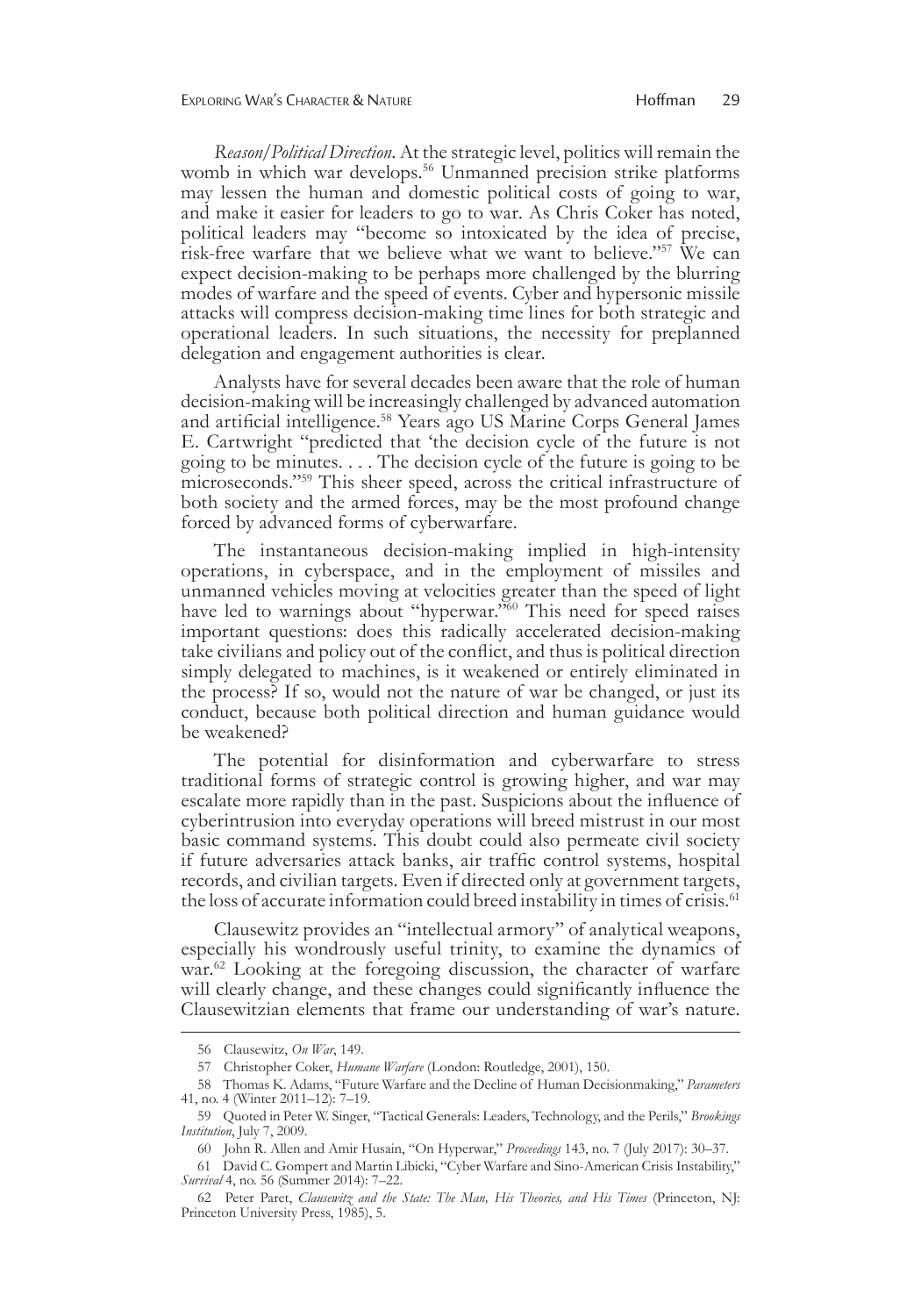*Reason/Political Direction*. At the strategic level, politics will remain the womb in which war develops.[56] Unmanned precision strike platforms may lessen the human and domestic political costs of going to war, and make it easier for leaders to go to war. As Chris Coker has noted, political leaders may "become so intoxicated by the idea of precise, risk-free warfare that we believe what we want to believe."[57] We can expect decision-making to be perhaps more challenged by the blurring modes of warfare and the speed of events. Cyber and hypersonic missile attacks will compress decision-making time lines for both strategic and operational leaders. In such situations, the necessity for preplanned delegation and engagement authorities is clear.

Analysts have for several decades been aware that the role of human decision-making will be increasingly challenged by advanced automation and artificial intelligence.[58] Years ago US Marine Corps General James E. Cartwright "predicted that 'the decision cycle of the future is not going to be minutes. . . . The decision cycle of the future is going to be microseconds.'"[59] This sheer speed, across the critical infrastructure of both society and the armed forces, may be the most profound change forced by advanced forms of cyberwarfare.

The instantaneous decision-making implied in high-intensity operations, in cyberspace, and in the employment of missiles and unmanned vehicles moving at velocities greater than the speed of light have led to warnings about "hyperwar."[60] This need for speed raises important questions: does this radically accelerated decision-making take civilians and policy out of the conflict, and thus is political direction simply delegated to machines, is it weakened or entirely eliminated in the process? If so, would not the nature of war be changed, or just its conduct, because both political direction and human guidance would be weakened?

The potential for disinformation and cyberwarfare to stress traditional forms of strategic control is growing higher, and war may escalate more rapidly than in the past. Suspicions about the influence of cyberintrusion into everyday operations will breed mistrust in our most basic command systems. This doubt could also permeate civil society if future adversaries attack banks, air traffic control systems, hospital records, and civilian targets. Even if directed only at government targets, the loss of accurate information could breed instability in times of crisis.[61]

Clausewitz provides an "intellectual armory" of analytical weapons, especially his wondrously useful trinity, to examine the dynamics of war.[62] Looking at the foregoing discussion, the character of warfare will clearly change, and these changes could significantly influence the Clausewitzian elements that frame our understanding of war's nature.

---

56 Clausewitz, *On War*, 149.

57 Christopher Coker, *Humane Warfare* (London: Routledge, 2001), 150.

58 Thomas K. Adams, "Future Warfare and the Decline of Human Decisionmaking," *Parameters* 41, no. 4 (Winter 2011–12): 7–19.

59 Quoted in Peter W. Singer, "Tactical Generals: Leaders, Technology, and the Perils," *Brookings Institution*, July 7, 2009.

60 John R. Allen and Amir Husain, "On Hyperwar," *Proceedings* 143, no. 7 (July 2017): 30–37.

61 David C. Gompert and Martin Libicki, "Cyber Warfare and Sino-American Crisis Instability," *Survival* 4, no. 56 (Summer 2014): 7–22.

62 Peter Paret, *Clausewitz and the State: The Man, His Theories, and His Times* (Princeton, NJ: Princeton University Press, 1985), 5.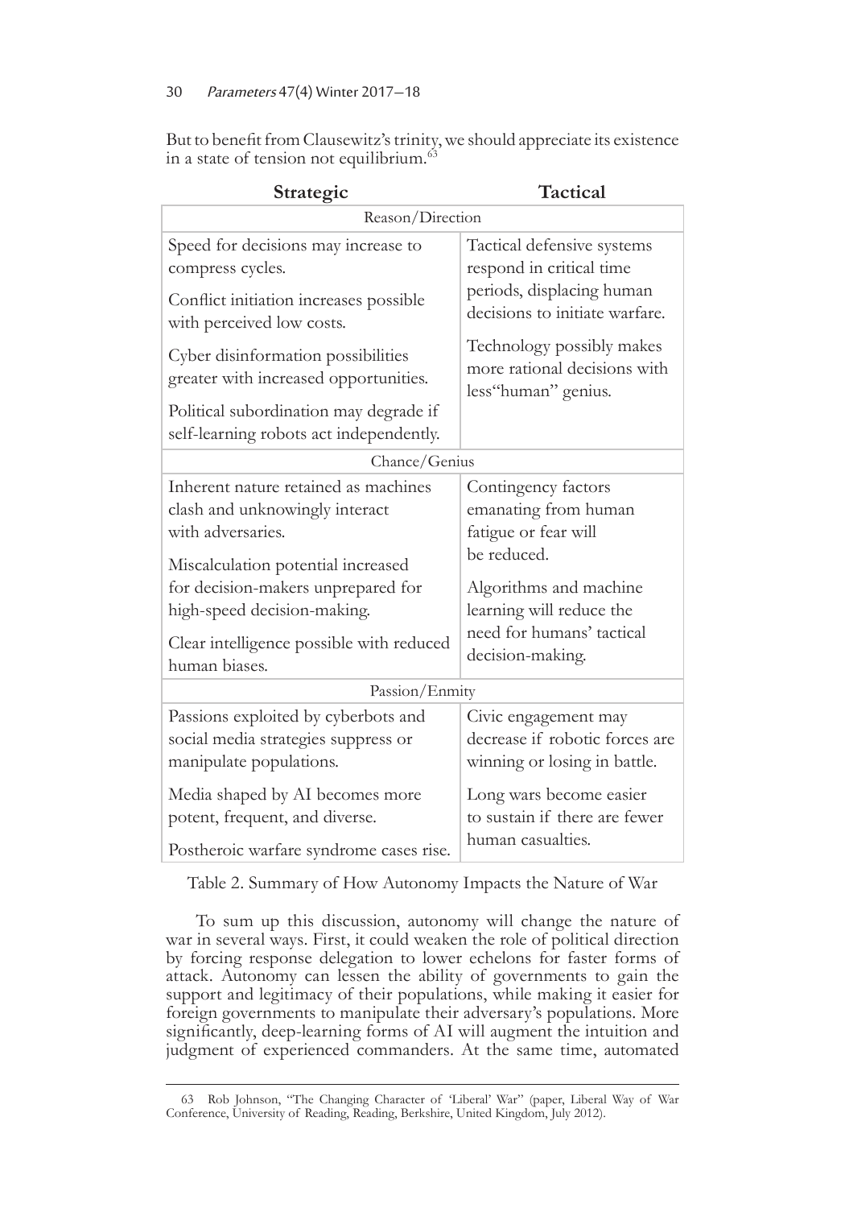But to benefit from Clausewitz's trinity, we should appreciate its existence in a state of tension not equilibrium.[63]

| Strategic | Tactical |
|---|---|
| Reason/Direction | |
| Speed for decisions may increase to compress cycles.<br><br>Conflict initiation increases possible with perceived low costs.<br><br>Cyber disinformation possibilities greater with increased opportunities.<br><br>Political subordination may degrade if self-learning robots act independently. | Tactical defensive systems respond in critical time periods, displacing human decisions to initiate warfare.<br><br>Technology possibly makes more rational decisions with less"human" genius. |
| Chance/Genius | |
| Inherent nature retained as machines clash and unknowingly interact with adversaries.<br><br>Miscalculation potential increased for decision-makers unprepared for high-speed decision-making.<br><br>Clear intelligence possible with reduced human biases. | Contingency factors emanating from human fatigue or fear will be reduced.<br><br>Algorithms and machine learning will reduce the need for humans' tactical decision-making. |
| Passion/Enmity | |
| Passions exploited by cyberbots and social media strategies suppress or manipulate populations.<br><br>Media shaped by AI becomes more potent, frequent, and diverse.<br><br>Postheroic warfare syndrome cases rise. | Civic engagement may decrease if robotic forces are winning or losing in battle.<br><br>Long wars become easier to sustain if there are fewer human casualties. |

Table 2. Summary of How Autonomy Impacts the Nature of War

To sum up this discussion, autonomy will change the nature of war in several ways. First, it could weaken the role of political direction by forcing response delegation to lower echelons for faster forms of attack. Autonomy can lessen the ability of governments to gain the support and legitimacy of their populations, while making it easier for foreign governments to manipulate their adversary's populations. More significantly, deep-learning forms of AI will augment the intuition and judgment of experienced commanders. At the same time, automated

63 Rob Johnson, "The Changing Character of 'Liberal' War" (paper, Liberal Way of War Conference, University of Reading, Reading, Berkshire, United Kingdom, July 2012).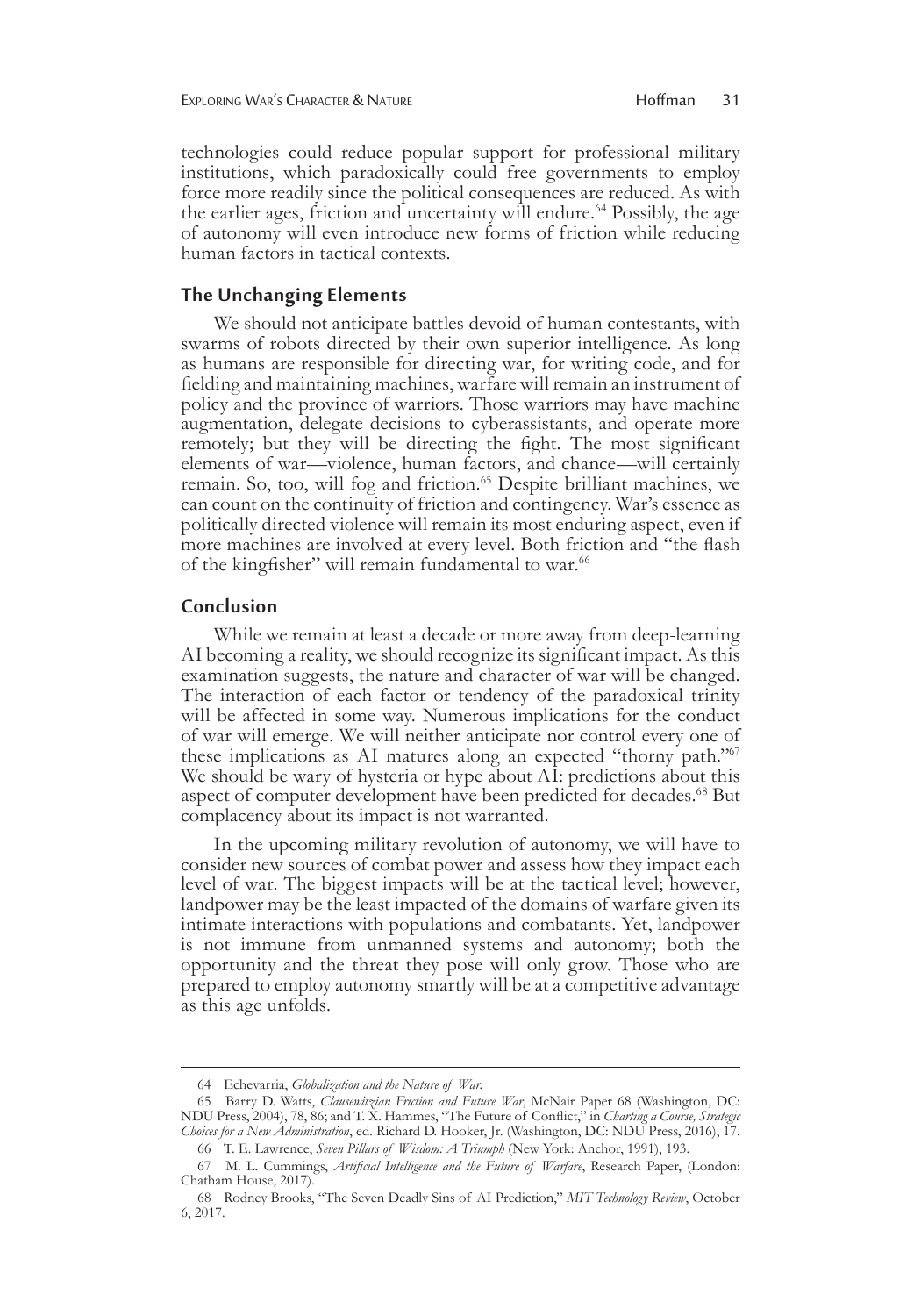technologies could reduce popular support for professional military institutions, which paradoxically could free governments to employ force more readily since the political consequences are reduced. As with the earlier ages, friction and uncertainty will endure.[64] Possibly, the age of autonomy will even introduce new forms of friction while reducing human factors in tactical contexts.

## The Unchanging Elements

We should not anticipate battles devoid of human contestants, with swarms of robots directed by their own superior intelligence. As long as humans are responsible for directing war, for writing code, and for fielding and maintaining machines, warfare will remain an instrument of policy and the province of warriors. Those warriors may have machine augmentation, delegate decisions to cyberassistants, and operate more remotely; but they will be directing the fight. The most significant elements of war—violence, human factors, and chance—will certainly remain. So, too, will fog and friction.[65] Despite brilliant machines, we can count on the continuity of friction and contingency. War's essence as politically directed violence will remain its most enduring aspect, even if more machines are involved at every level. Both friction and "the flash of the kingfisher" will remain fundamental to war.[66]

## Conclusion

While we remain at least a decade or more away from deep-learning AI becoming a reality, we should recognize its significant impact. As this examination suggests, the nature and character of war will be changed. The interaction of each factor or tendency of the paradoxical trinity will be affected in some way. Numerous implications for the conduct of war will emerge. We will neither anticipate nor control every one of these implications as AI matures along an expected "thorny path."[67] We should be wary of hysteria or hype about AI: predictions about this aspect of computer development have been predicted for decades.[68] But complacency about its impact is not warranted.

In the upcoming military revolution of autonomy, we will have to consider new sources of combat power and assess how they impact each level of war. The biggest impacts will be at the tactical level; however, landpower may be the least impacted of the domains of warfare given its intimate interactions with populations and combatants. Yet, landpower is not immune from unmanned systems and autonomy; both the opportunity and the threat they pose will only grow. Those who are prepared to employ autonomy smartly will be at a competitive advantage as this age unfolds.

---

64 Echevarria, *Globalization and the Nature of War.*

65 Barry D. Watts, *Clausewitzian Friction and Future War*, McNair Paper 68 (Washington, DC: NDU Press, 2004), 78, 86; and T. X. Hammes, "The Future of Conflict," in *Charting a Course, Strategic Choices for a New Administration*, ed. Richard D. Hooker, Jr. (Washington, DC: NDU Press, 2016), 17.

66 T. E. Lawrence, *Seven Pillars of Wisdom: A Triumph* (New York: Anchor, 1991), 193.

67 M. L. Cummings, *Artificial Intelligence and the Future of Warfare*, Research Paper, (London: Chatham House, 2017).

68 Rodney Brooks, "The Seven Deadly Sins of AI Prediction," *MIT Technology Review*, October 6, 2017.